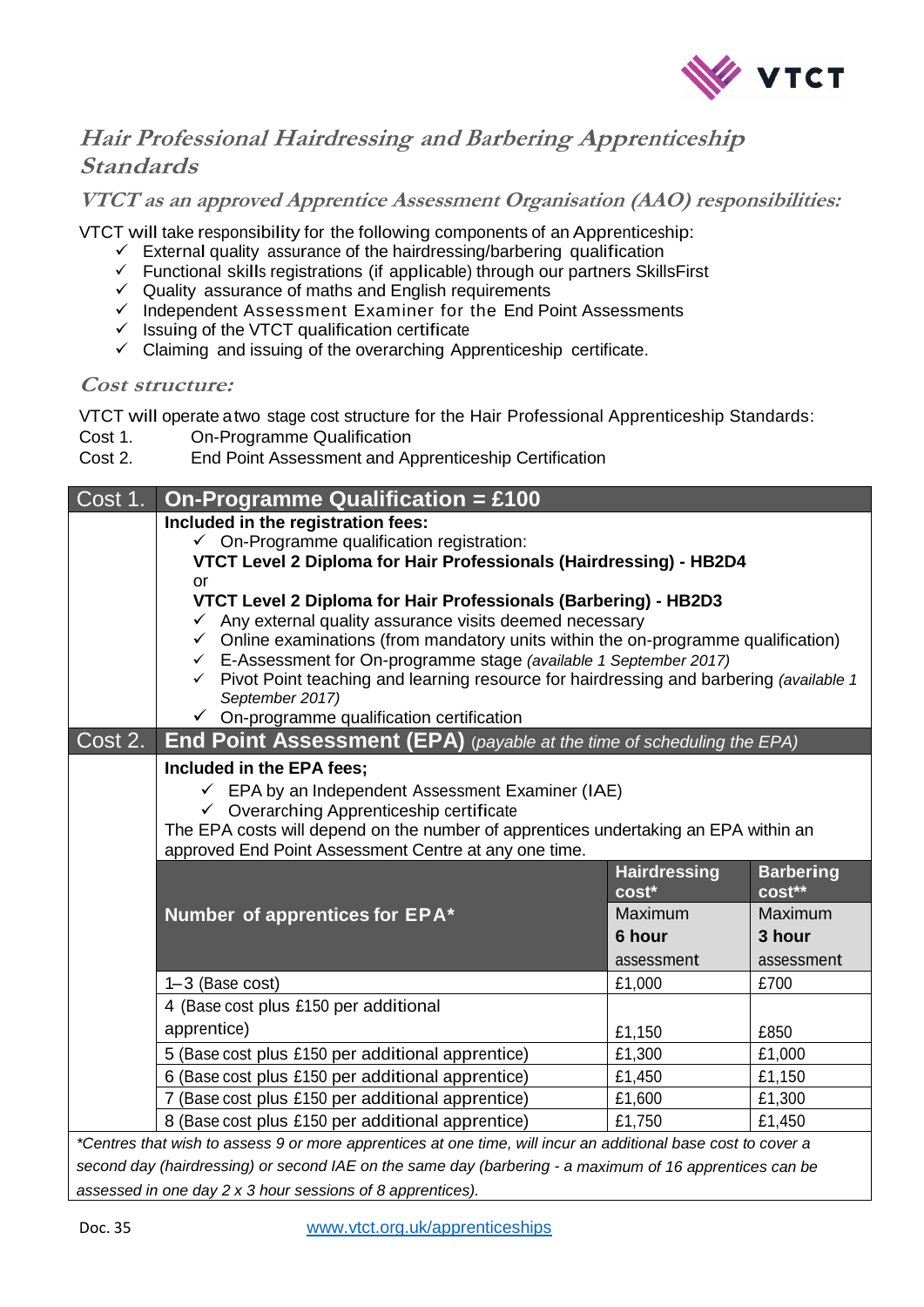# *Hair Professional Hairdressing and Barbering Apprenticeship Standards*

## *VTCT as an approved Apprentice Assessment Organisation (AAO) responsibilities:*

VTCT will take responsibility for the following components of an Apprenticeship:

- ✓ External quality assurance of the hairdressing/barbering qualification
- ✓ Functional skills registrations (if applicable) through our partners SkillsFirst
- ✓ Quality assurance of maths and English requirements
- ✓ Independent Assessment Examiner for the End Point Assessments
- ✓ Issuing of the VTCT qualification certificate
- ✓ Claiming and issuing of the overarching Apprenticeship certificate.

## *Cost structure:*

VTCT will operate a two stage cost structure for the Hair Professional Apprenticeship Standards:

Cost 1. On-Programme Qualification
Cost 2. End Point Assessment and Apprenticeship Certification

| Cost 1. | **On-Programme Qualification = £100** |
|---|---|
| | **Included in the registration fees:**<br>✓ On-Programme qualification registration:<br>**VTCT Level 2 Diploma for Hair Professionals (Hairdressing) - HB2D4**<br>or<br>**VTCT Level 2 Diploma for Hair Professionals (Barbering) - HB2D3**<br>✓ Any external quality assurance visits deemed necessary<br>✓ Online examinations (from mandatory units within the on-programme qualification)<br>✓ E-Assessment for On-programme stage *(available 1 September 2017)*<br>✓ Pivot Point teaching and learning resource for hairdressing and barbering *(available 1 September 2017)*<br>✓ On-programme qualification certification |
| Cost 2. | **End Point Assessment (EPA)** *(payable at the time of scheduling the EPA)* |
| | **Included in the EPA fees;**<br>✓ EPA by an Independent Assessment Examiner (IAE)<br>✓ Overarching Apprenticeship certificate<br>The EPA costs will depend on the number of apprentices undertaking an EPA within an approved End Point Assessment Centre at any one time. |

| **Number of apprentices for EPA*** | **Hairdressing cost***<br>Maximum **6 hour** assessment | **Barbering cost****<br>Maximum **3 hour** assessment |
|---|---|---|
| 1–3 (Base cost) | £1,000 | £700 |
| 4 (Base cost plus £150 per additional apprentice) | £1,150 | £850 |
| 5 (Base cost plus £150 per additional apprentice) | £1,300 | £1,000 |
| 6 (Base cost plus £150 per additional apprentice) | £1,450 | £1,150 |
| 7 (Base cost plus £150 per additional apprentice) | £1,600 | £1,300 |
| 8 (Base cost plus £150 per additional apprentice) | £1,750 | £1,450 |

*\*Centres that wish to assess 9 or more apprentices at one time, will incur an additional base cost to cover a second day (hairdressing) or second IAE on the same day (barbering - a maximum of 16 apprentices can be assessed in one day 2 x 3 hour sessions of 8 apprentices).*

Doc. 35 www.vtct.org.uk/apprenticeships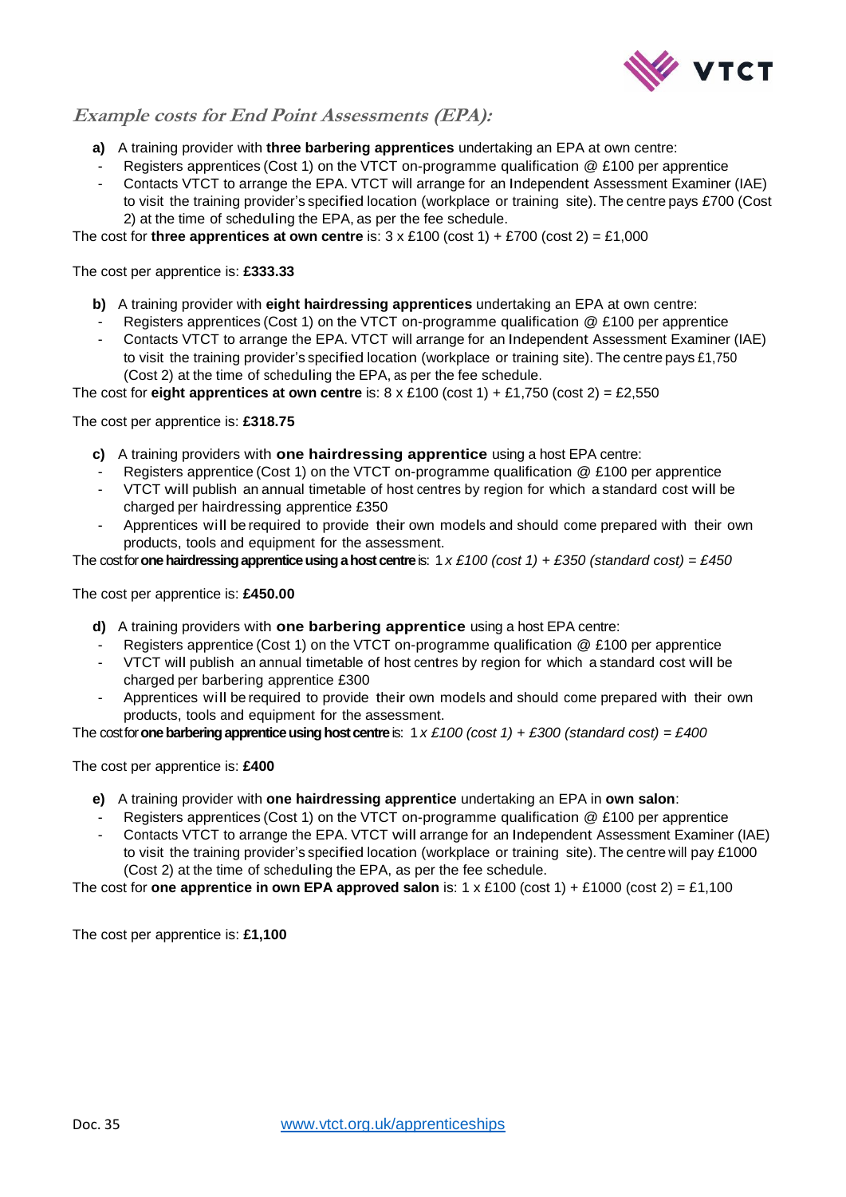## *Example costs for End Point Assessments (EPA):*

**a)** A training provider with **three barbering apprentices** undertaking an EPA at own centre:

- Registers apprentices (Cost 1) on the VTCT on-programme qualification @ £100 per apprentice
- Contacts VTCT to arrange the EPA. VTCT will arrange for an Independent Assessment Examiner (IAE) to visit the training provider's specified location (workplace or training site). The centre pays £700 (Cost 2) at the time of scheduling the EPA, as per the fee schedule.

The cost for **three apprentices at own centre** is: 3 x £100 (cost 1) + £700 (cost 2) = £1,000

The cost per apprentice is: **£333.33**

**b)** A training provider with **eight hairdressing apprentices** undertaking an EPA at own centre:

- Registers apprentices (Cost 1) on the VTCT on-programme qualification @ £100 per apprentice
- Contacts VTCT to arrange the EPA. VTCT will arrange for an Independent Assessment Examiner (IAE) to visit the training provider's specified location (workplace or training site). The centre pays £1,750 (Cost 2) at the time of scheduling the EPA, as per the fee schedule.

The cost for **eight apprentices at own centre** is: 8 x £100 (cost 1) + £1,750 (cost 2) = £2,550

The cost per apprentice is: **£318.75**

**c)** A training providers with **one hairdressing apprentice** using a host EPA centre:

- Registers apprentice (Cost 1) on the VTCT on-programme qualification @ £100 per apprentice
- VTCT will publish an annual timetable of host centres by region for which a standard cost will be charged per hairdressing apprentice £350
- Apprentices will be required to provide their own models and should come prepared with their own products, tools and equipment for the assessment.

The cost for **one hairdressing apprentice using a host centre** is: 1 *x £100 (cost 1) + £350 (standard cost) = £450*

The cost per apprentice is: **£450.00**

**d)** A training providers with **one barbering apprentice** using a host EPA centre:

- Registers apprentice (Cost 1) on the VTCT on-programme qualification @ £100 per apprentice
- VTCT will publish an annual timetable of host centres by region for which a standard cost will be charged per barbering apprentice £300
- Apprentices will be required to provide their own models and should come prepared with their own products, tools and equipment for the assessment.

The cost for **one barbering apprentice using host centre** is: 1 *x £100 (cost 1) + £300 (standard cost) = £400*

The cost per apprentice is: **£400**

**e)** A training provider with **one hairdressing apprentice** undertaking an EPA in **own salon**:

- Registers apprentices (Cost 1) on the VTCT on-programme qualification @ £100 per apprentice
- Contacts VTCT to arrange the EPA. VTCT will arrange for an Independent Assessment Examiner (IAE) to visit the training provider's specified location (workplace or training site). The centre will pay £1000 (Cost 2) at the time of scheduling the EPA, as per the fee schedule.

The cost for **one apprentice in own EPA approved salon** is: 1 x £100 (cost 1) + £1000 (cost 2) = £1,100

The cost per apprentice is: **£1,100**

Doc. 35 www.vtct.org.uk/apprenticeships